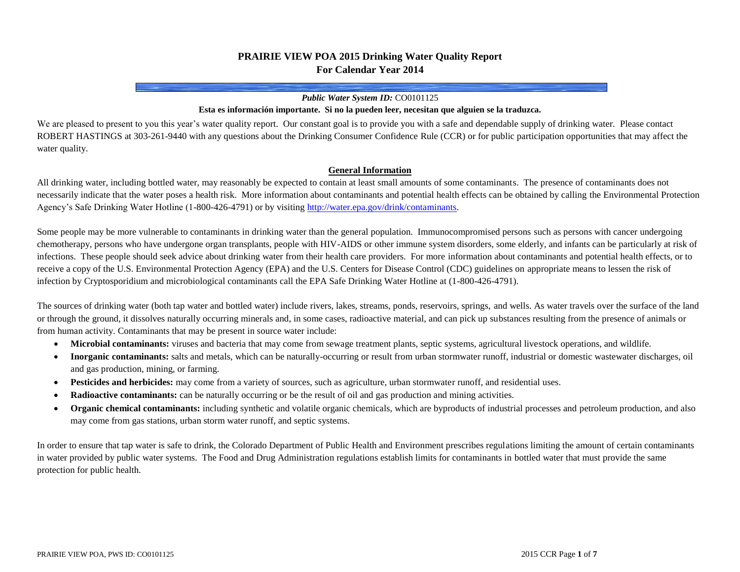# PRAIRIE VIEW POA 2015 Drinking Water Quality Report
# For Calendar Year 2014

***Public Water System ID:*** CO0101125

**Esta es información importante. Si no la pueden leer, necesitan que alguien se la traduzca.**

We are pleased to present to you this year's water quality report. Our constant goal is to provide you with a safe and dependable supply of drinking water. Please contact ROBERT HASTINGS at 303-261-9440 with any questions about the Drinking Consumer Confidence Rule (CCR) or for public participation opportunities that may affect the water quality.

## General Information

All drinking water, including bottled water, may reasonably be expected to contain at least small amounts of some contaminants. The presence of contaminants does not necessarily indicate that the water poses a health risk. More information about contaminants and potential health effects can be obtained by calling the Environmental Protection Agency's Safe Drinking Water Hotline (1-800-426-4791) or by visiting http://water.epa.gov/drink/contaminants.

Some people may be more vulnerable to contaminants in drinking water than the general population. Immunocompromised persons such as persons with cancer undergoing chemotherapy, persons who have undergone organ transplants, people with HIV-AIDS or other immune system disorders, some elderly, and infants can be particularly at risk of infections. These people should seek advice about drinking water from their health care providers. For more information about contaminants and potential health effects, or to receive a copy of the U.S. Environmental Protection Agency (EPA) and the U.S. Centers for Disease Control (CDC) guidelines on appropriate means to lessen the risk of infection by Cryptosporidium and microbiological contaminants call the EPA Safe Drinking Water Hotline at (1-800-426-4791).

The sources of drinking water (both tap water and bottled water) include rivers, lakes, streams, ponds, reservoirs, springs, and wells. As water travels over the surface of the land or through the ground, it dissolves naturally occurring minerals and, in some cases, radioactive material, and can pick up substances resulting from the presence of animals or from human activity. Contaminants that may be present in source water include:

- **Microbial contaminants:** viruses and bacteria that may come from sewage treatment plants, septic systems, agricultural livestock operations, and wildlife.
- **Inorganic contaminants:** salts and metals, which can be naturally-occurring or result from urban stormwater runoff, industrial or domestic wastewater discharges, oil and gas production, mining, or farming.
- **Pesticides and herbicides:** may come from a variety of sources, such as agriculture, urban stormwater runoff, and residential uses.
- **Radioactive contaminants:** can be naturally occurring or be the result of oil and gas production and mining activities.
- **Organic chemical contaminants:** including synthetic and volatile organic chemicals, which are byproducts of industrial processes and petroleum production, and also may come from gas stations, urban storm water runoff, and septic systems.

In order to ensure that tap water is safe to drink, the Colorado Department of Public Health and Environment prescribes regulations limiting the amount of certain contaminants in water provided by public water systems. The Food and Drug Administration regulations establish limits for contaminants in bottled water that must provide the same protection for public health.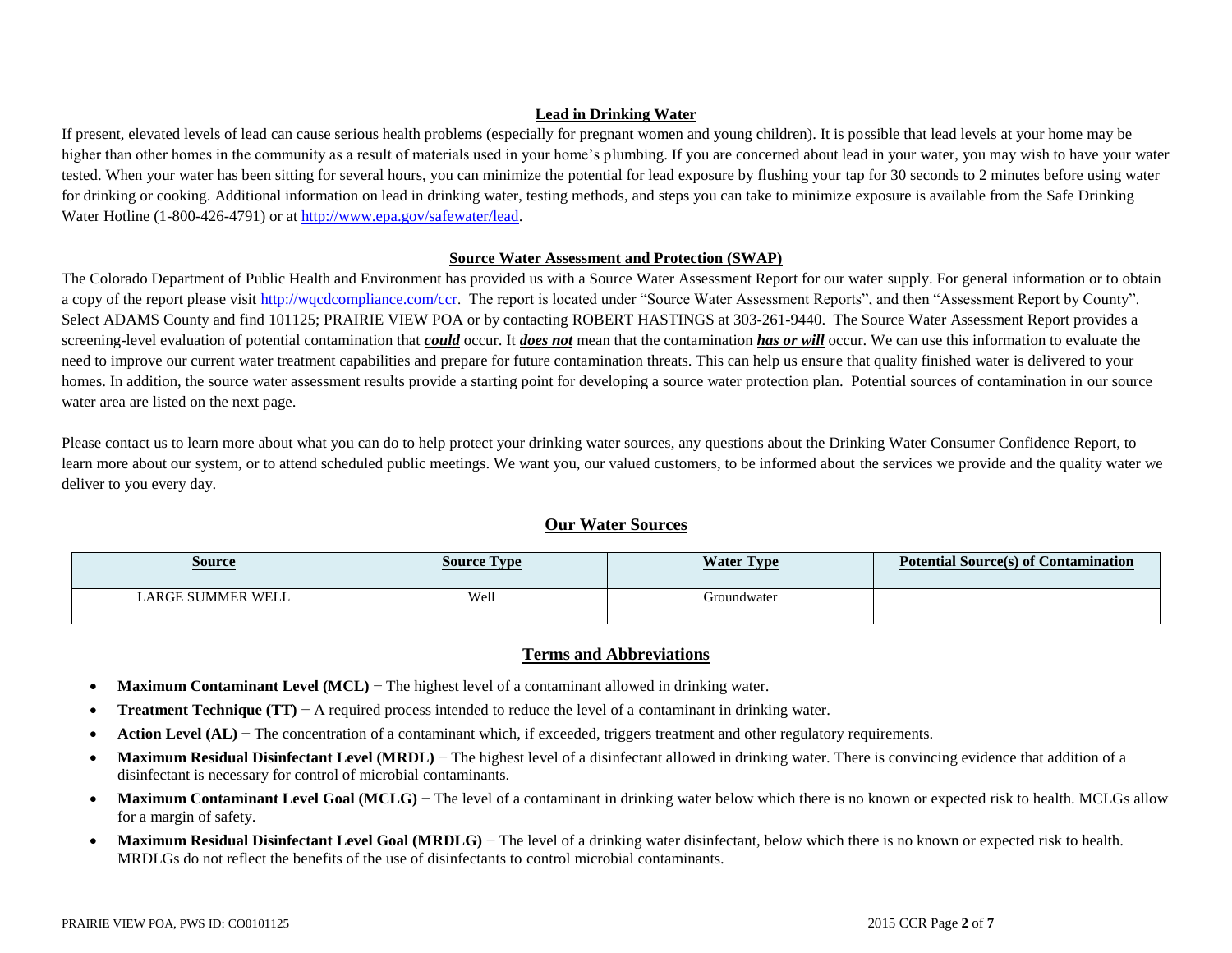## Lead in Drinking Water

If present, elevated levels of lead can cause serious health problems (especially for pregnant women and young children). It is possible that lead levels at your home may be higher than other homes in the community as a result of materials used in your home's plumbing. If you are concerned about lead in your water, you may wish to have your water tested. When your water has been sitting for several hours, you can minimize the potential for lead exposure by flushing your tap for 30 seconds to 2 minutes before using water for drinking or cooking. Additional information on lead in drinking water, testing methods, and steps you can take to minimize exposure is available from the Safe Drinking Water Hotline (1-800-426-4791) or at http://www.epa.gov/safewater/lead.

## Source Water Assessment and Protection (SWAP)

The Colorado Department of Public Health and Environment has provided us with a Source Water Assessment Report for our water supply. For general information or to obtain a copy of the report please visit http://wqcdcompliance.com/ccr. The report is located under "Source Water Assessment Reports", and then "Assessment Report by County". Select ADAMS County and find 101125; PRAIRIE VIEW POA or by contacting ROBERT HASTINGS at 303-261-9440. The Source Water Assessment Report provides a screening-level evaluation of potential contamination that ***could*** occur. It ***does not*** mean that the contamination ***has or will*** occur. We can use this information to evaluate the need to improve our current water treatment capabilities and prepare for future contamination threats. This can help us ensure that quality finished water is delivered to your homes. In addition, the source water assessment results provide a starting point for developing a source water protection plan. Potential sources of contamination in our source water area are listed on the next page.

Please contact us to learn more about what you can do to help protect your drinking water sources, any questions about the Drinking Water Consumer Confidence Report, to learn more about our system, or to attend scheduled public meetings. We want you, our valued customers, to be informed about the services we provide and the quality water we deliver to you every day.

## Our Water Sources

| Source | Source Type | Water Type | Potential Source(s) of Contamination |
|---|---|---|---|
| LARGE SUMMER WELL | Well | Groundwater | |

## Terms and Abbreviations

- **Maximum Contaminant Level (MCL)** − The highest level of a contaminant allowed in drinking water.
- **Treatment Technique (TT)** − A required process intended to reduce the level of a contaminant in drinking water.
- **Action Level (AL)** − The concentration of a contaminant which, if exceeded, triggers treatment and other regulatory requirements.
- **Maximum Residual Disinfectant Level (MRDL)** − The highest level of a disinfectant allowed in drinking water. There is convincing evidence that addition of a disinfectant is necessary for control of microbial contaminants.
- **Maximum Contaminant Level Goal (MCLG)** − The level of a contaminant in drinking water below which there is no known or expected risk to health. MCLGs allow for a margin of safety.
- **Maximum Residual Disinfectant Level Goal (MRDLG)** − The level of a drinking water disinfectant, below which there is no known or expected risk to health. MRDLGs do not reflect the benefits of the use of disinfectants to control microbial contaminants.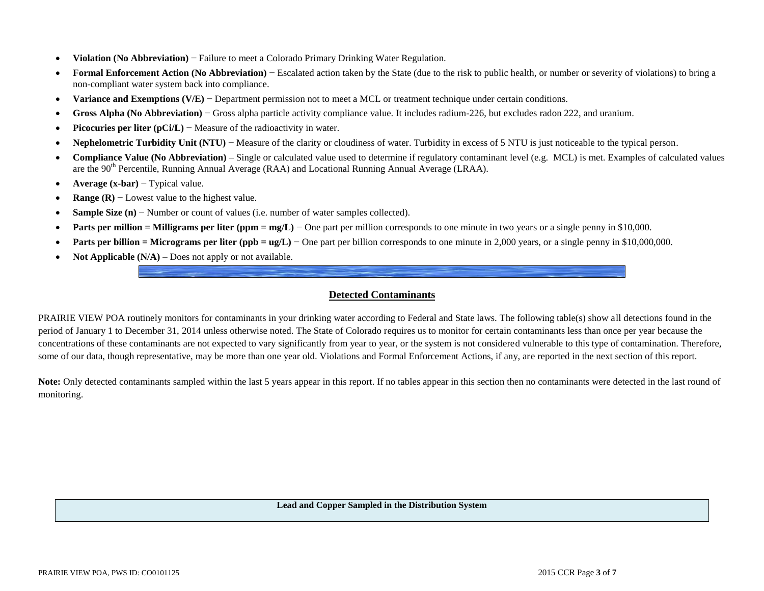- **Violation (No Abbreviation)** − Failure to meet a Colorado Primary Drinking Water Regulation.
- **Formal Enforcement Action (No Abbreviation)** − Escalated action taken by the State (due to the risk to public health, or number or severity of violations) to bring a non-compliant water system back into compliance.
- **Variance and Exemptions (V/E)** − Department permission not to meet a MCL or treatment technique under certain conditions.
- **Gross Alpha (No Abbreviation)** − Gross alpha particle activity compliance value. It includes radium-226, but excludes radon 222, and uranium.
- **Picocuries per liter (pCi/L)** − Measure of the radioactivity in water.
- **Nephelometric Turbidity Unit (NTU)** − Measure of the clarity or cloudiness of water. Turbidity in excess of 5 NTU is just noticeable to the typical person.
- **Compliance Value (No Abbreviation)** – Single or calculated value used to determine if regulatory contaminant level (e.g. MCL) is met. Examples of calculated values are the 90th Percentile, Running Annual Average (RAA) and Locational Running Annual Average (LRAA).
- **Average (x-bar)** − Typical value.
- **Range (R)** − Lowest value to the highest value.
- **Sample Size (n)** − Number or count of values (i.e. number of water samples collected).
- **Parts per million = Milligrams per liter (ppm = mg/L)** − One part per million corresponds to one minute in two years or a single penny in $10,000.
- **Parts per billion = Micrograms per liter (ppb = ug/L)** − One part per billion corresponds to one minute in 2,000 years, or a single penny in $10,000,000.
- **Not Applicable (N/A)** – Does not apply or not available.

## Detected Contaminants

PRAIRIE VIEW POA routinely monitors for contaminants in your drinking water according to Federal and State laws. The following table(s) show all detections found in the period of January 1 to December 31, 2014 unless otherwise noted. The State of Colorado requires us to monitor for certain contaminants less than once per year because the concentrations of these contaminants are not expected to vary significantly from year to year, or the system is not considered vulnerable to this type of contamination. Therefore, some of our data, though representative, may be more than one year old. Violations and Formal Enforcement Actions, if any, are reported in the next section of this report.

**Note:** Only detected contaminants sampled within the last 5 years appear in this report. If no tables appear in this section then no contaminants were detected in the last round of monitoring.

| **Lead and Copper Sampled in the Distribution System** |
| --- |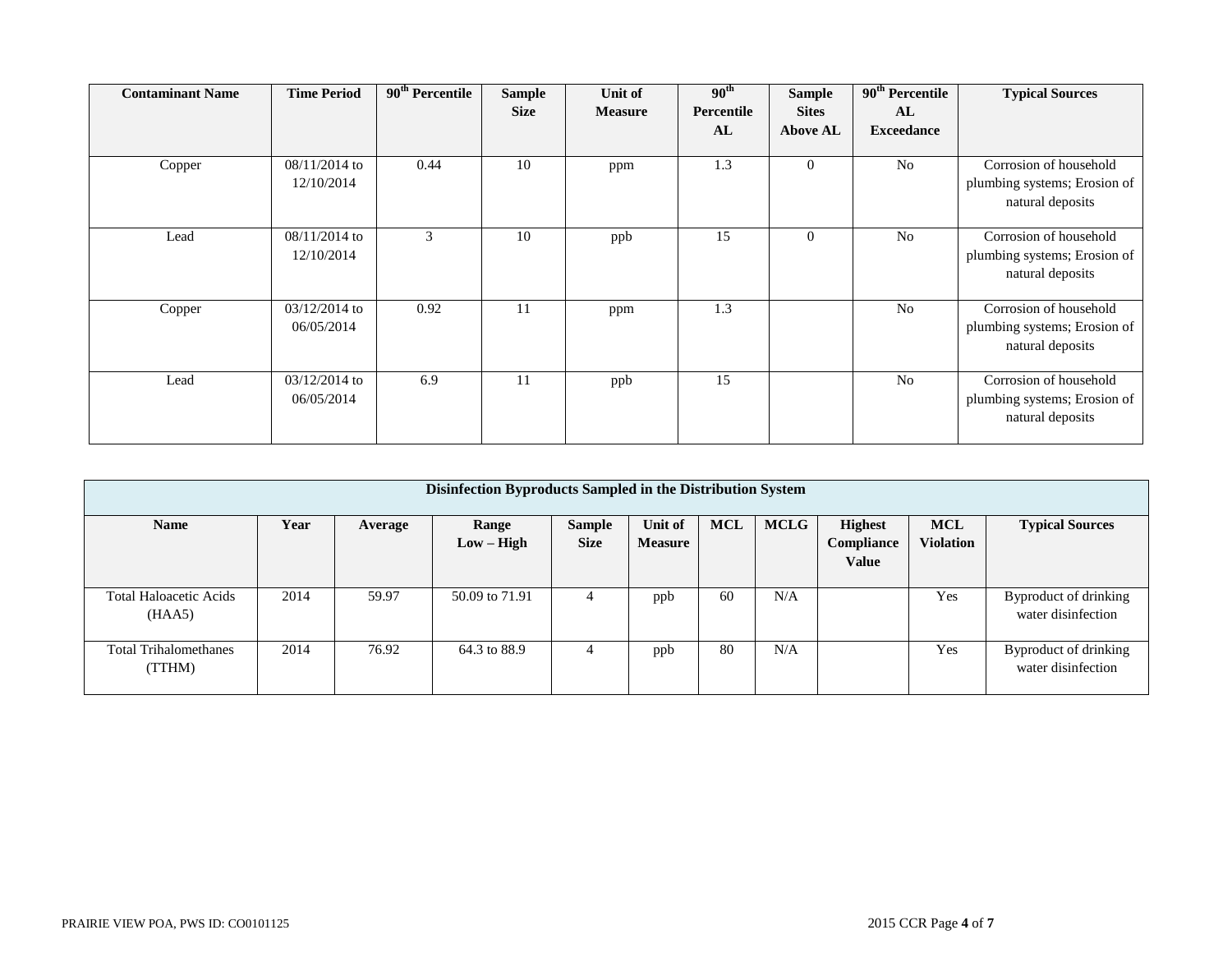| Contaminant Name | Time Period | 90th Percentile | Sample Size | Unit of Measure | 90th Percentile AL | Sample Sites Above AL | 90th Percentile AL Exceedance | Typical Sources |
|---|---|---|---|---|---|---|---|---|
| Copper | 08/11/2014 to 12/10/2014 | 0.44 | 10 | ppm | 1.3 | 0 | No | Corrosion of household plumbing systems; Erosion of natural deposits |
| Lead | 08/11/2014 to 12/10/2014 | 3 | 10 | ppb | 15 | 0 | No | Corrosion of household plumbing systems; Erosion of natural deposits |
| Copper | 03/12/2014 to 06/05/2014 | 0.92 | 11 | ppm | 1.3 | | No | Corrosion of household plumbing systems; Erosion of natural deposits |
| Lead | 03/12/2014 to 06/05/2014 | 6.9 | 11 | ppb | 15 | | No | Corrosion of household plumbing systems; Erosion of natural deposits |

| Disinfection Byproducts Sampled in the Distribution System | | | | | | | | | | |
|---|---|---|---|---|---|---|---|---|---|---|
| **Name** | **Year** | **Average** | **Range Low – High** | **Sample Size** | **Unit of Measure** | **MCL** | **MCLG** | **Highest Compliance Value** | **MCL Violation** | **Typical Sources** |
| Total Haloacetic Acids (HAA5) | 2014 | 59.97 | 50.09 to 71.91 | 4 | ppb | 60 | N/A | | Yes | Byproduct of drinking water disinfection |
| Total Trihalomethanes (TTHM) | 2014 | 76.92 | 64.3 to 88.9 | 4 | ppb | 80 | N/A | | Yes | Byproduct of drinking water disinfection |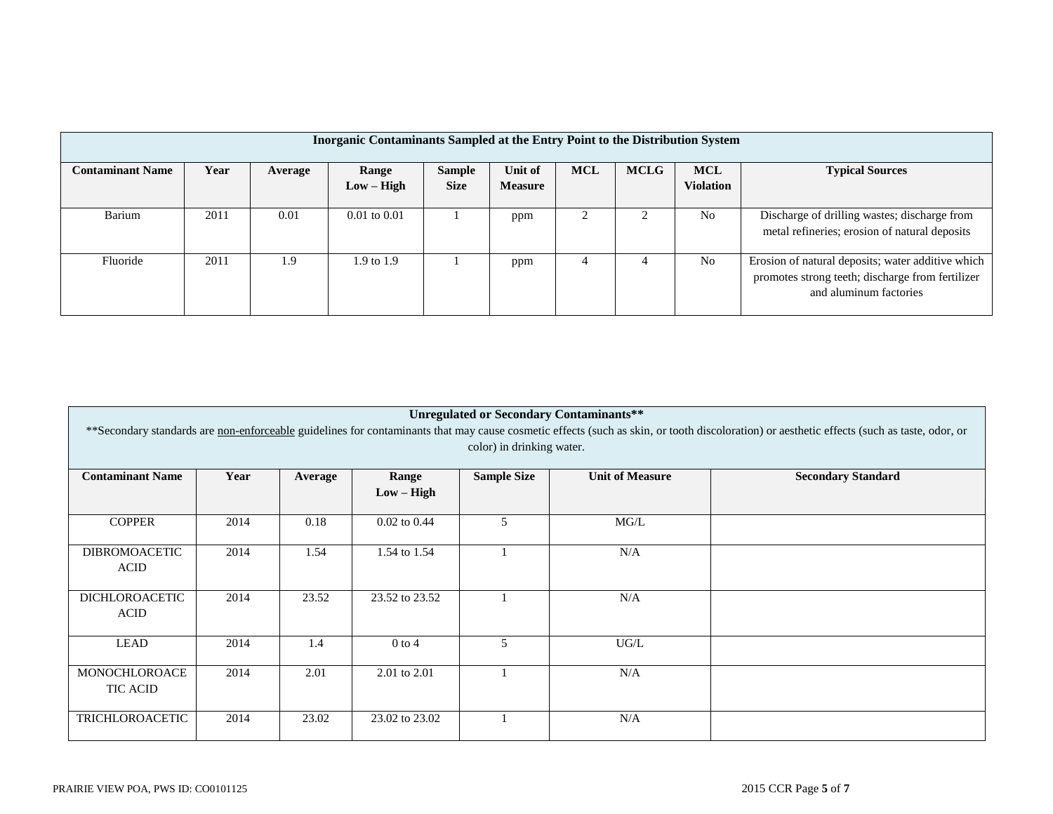| Inorganic Contaminants Sampled at the Entry Point to the Distribution System | | | | | | | | | |
|---|---|---|---|---|---|---|---|---|---|
| **Contaminant Name** | **Year** | **Average** | **Range Low – High** | **Sample Size** | **Unit of Measure** | **MCL** | **MCLG** | **MCL Violation** | **Typical Sources** |
| Barium | 2011 | 0.01 | 0.01 to 0.01 | 1 | ppm | 2 | 2 | No | Discharge of drilling wastes; discharge from metal refineries; erosion of natural deposits |
| Fluoride | 2011 | 1.9 | 1.9 to 1.9 | 1 | ppm | 4 | 4 | No | Erosion of natural deposits; water additive which promotes strong teeth; discharge from fertilizer and aluminum factories |

| Unregulated or Secondary Contaminants** <br> **Secondary standards are non-enforceable guidelines for contaminants that may cause cosmetic effects (such as skin, or tooth discoloration) or aesthetic effects (such as taste, odor, or color) in drinking water. | | | | | | |
|---|---|---|---|---|---|---|
| **Contaminant Name** | **Year** | **Average** | **Range Low – High** | **Sample Size** | **Unit of Measure** | **Secondary Standard** |
| COPPER | 2014 | 0.18 | 0.02 to 0.44 | 5 | MG/L | |
| DIBROMOACETIC ACID | 2014 | 1.54 | 1.54 to 1.54 | 1 | N/A | |
| DICHLOROACETIC ACID | 2014 | 23.52 | 23.52 to 23.52 | 1 | N/A | |
| LEAD | 2014 | 1.4 | 0 to 4 | 5 | UG/L | |
| MONOCHLOROACETIC ACID | 2014 | 2.01 | 2.01 to 2.01 | 1 | N/A | |
| TRICHLOROACETIC | 2014 | 23.02 | 23.02 to 23.02 | 1 | N/A | |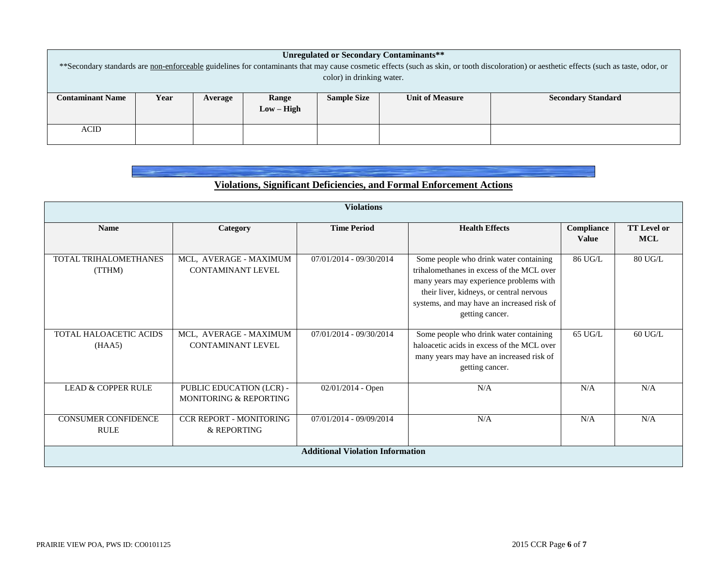| Unregulated or Secondary Contaminants** | | | | | | |
|---|---|---|---|---|---|---|
| **Secondary standards are non-enforceable guidelines for contaminants that may cause cosmetic effects (such as skin, or tooth discoloration) or aesthetic effects (such as taste, odor, or color) in drinking water. | | | | | | |
| **Contaminant Name** | **Year** | **Average** | **Range Low – High** | **Sample Size** | **Unit of Measure** | **Secondary Standard** |
| ACID | | | | | | |

## Violations, Significant Deficiencies, and Formal Enforcement Actions

| Violations | | | | | |
|---|---|---|---|---|---|
| **Name** | **Category** | **Time Period** | **Health Effects** | **Compliance Value** | **TT Level or MCL** |
| TOTAL TRIHALOMETHANES (TTHM) | MCL, AVERAGE - MAXIMUM CONTAMINANT LEVEL | 07/01/2014 - 09/30/2014 | Some people who drink water containing trihalomethanes in excess of the MCL over many years may experience problems with their liver, kidneys, or central nervous systems, and may have an increased risk of getting cancer. | 86 UG/L | 80 UG/L |
| TOTAL HALOACETIC ACIDS (HAA5) | MCL, AVERAGE - MAXIMUM CONTAMINANT LEVEL | 07/01/2014 - 09/30/2014 | Some people who drink water containing haloacetic acids in excess of the MCL over many years may have an increased risk of getting cancer. | 65 UG/L | 60 UG/L |
| LEAD & COPPER RULE | PUBLIC EDUCATION (LCR) - MONITORING & REPORTING | 02/01/2014 - Open | N/A | N/A | N/A |
| CONSUMER CONFIDENCE RULE | CCR REPORT - MONITORING & REPORTING | 07/01/2014 - 09/09/2014 | N/A | N/A | N/A |
| **Additional Violation Information** | | | | | |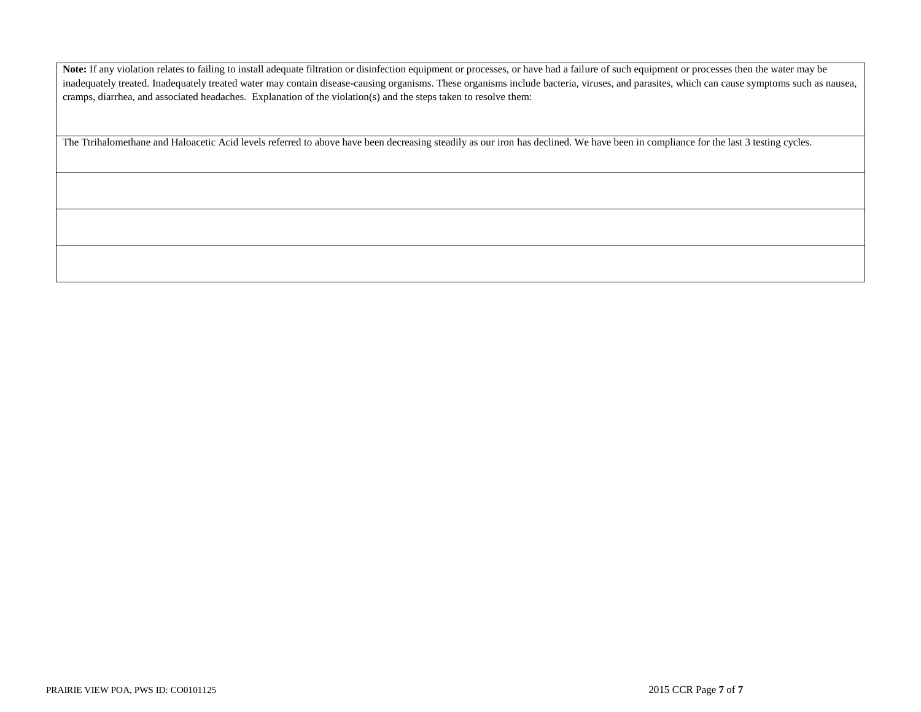| |
|---|
| **Note:** If any violation relates to failing to install adequate filtration or disinfection equipment or processes, or have had a failure of such equipment or processes then the water may be inadequately treated. Inadequately treated water may contain disease-causing organisms. These organisms include bacteria, viruses, and parasites, which can cause symptoms such as nausea, cramps, diarrhea, and associated headaches. Explanation of the violation(s) and the steps taken to resolve them: |
| The Ttrihalomethane and Haloacetic Acid levels referred to above have been decreasing steadily as our iron has declined. We have been in compliance for the last 3 testing cycles. |
| |
| |
| |